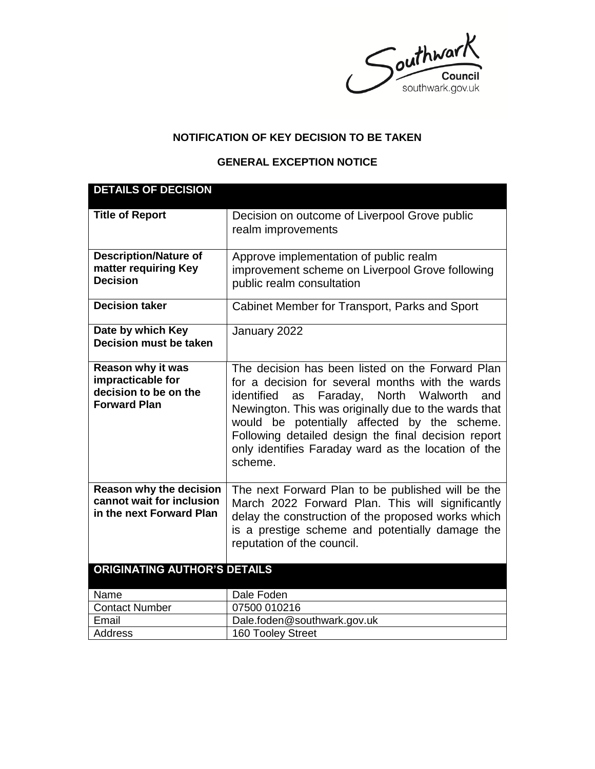Southwark Council
southwark.gov.uk

**NOTIFICATION OF KEY DECISION TO BE TAKEN**

**GENERAL EXCEPTION NOTICE**

| **DETAILS OF DECISION** | |
|---|---|
| **Title of Report** | Decision on outcome of Liverpool Grove public realm improvements |
| **Description/Nature of matter requiring Key Decision** | Approve implementation of public realm improvement scheme on Liverpool Grove following public realm consultation |
| **Decision taker** | Cabinet Member for Transport, Parks and Sport |
| **Date by which Key Decision must be taken** | January 2022 |
| **Reason why it was impracticable for decision to be on the Forward Plan** | The decision has been listed on the Forward Plan for a decision for several months with the wards identified as Faraday, North Walworth and Newington. This was originally due to the wards that would be potentially affected by the scheme. Following detailed design the final decision report only identifies Faraday ward as the location of the scheme. |
| **Reason why the decision cannot wait for inclusion in the next Forward Plan** | The next Forward Plan to be published will be the March 2022 Forward Plan. This will significantly delay the construction of the proposed works which is a prestige scheme and potentially damage the reputation of the council. |

| **ORIGINATING AUTHOR'S DETAILS** | |
|---|---|
| Name | Dale Foden |
| Contact Number | 07500 010216 |
| Email | Dale.foden@southwark.gov.uk |
| Address | 160 Tooley Street |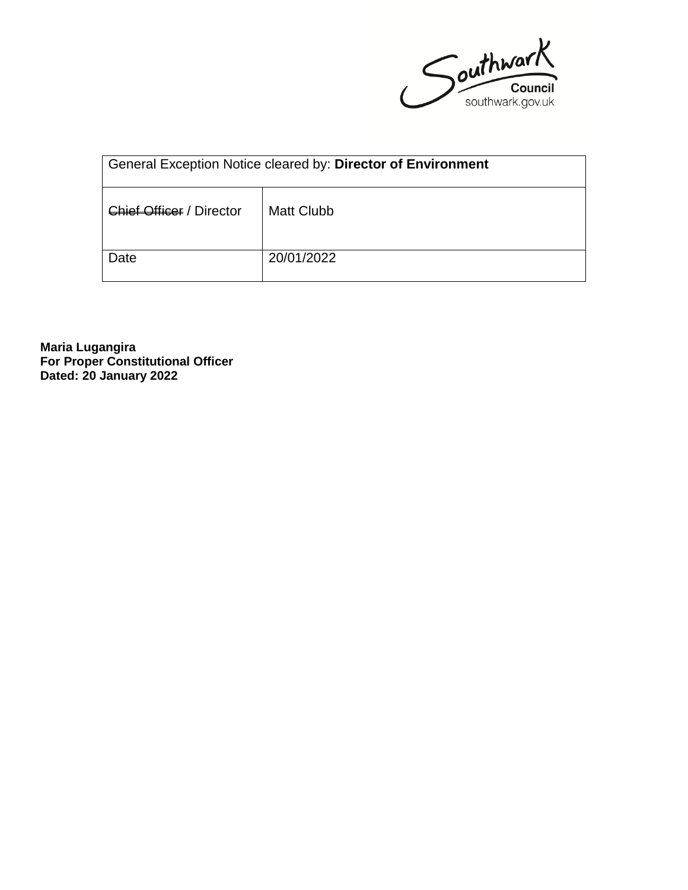| General Exception Notice cleared by: **Director of Environment** | |
|---|---|
| ~~Chief Officer~~ / Director | Matt Clubb |
| Date | 20/01/2022 |

**Maria Lugangira**
**For Proper Constitutional Officer**
**Dated: 20 January 2022**